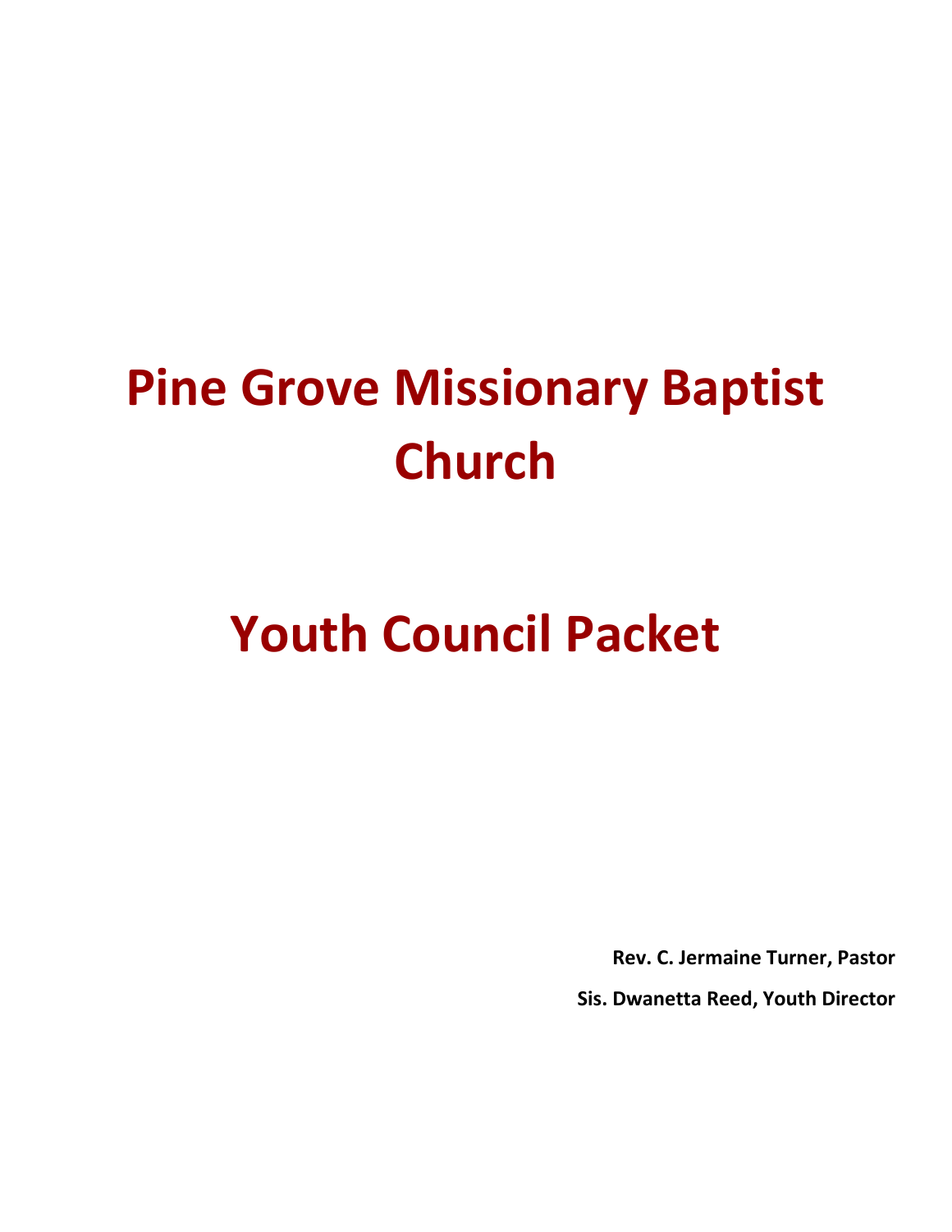# Pine Grove Missionary Baptist Church

# Youth Council Packet

**Rev. C. Jermaine Turner, Pastor**

**Sis. Dwanetta Reed, Youth Director**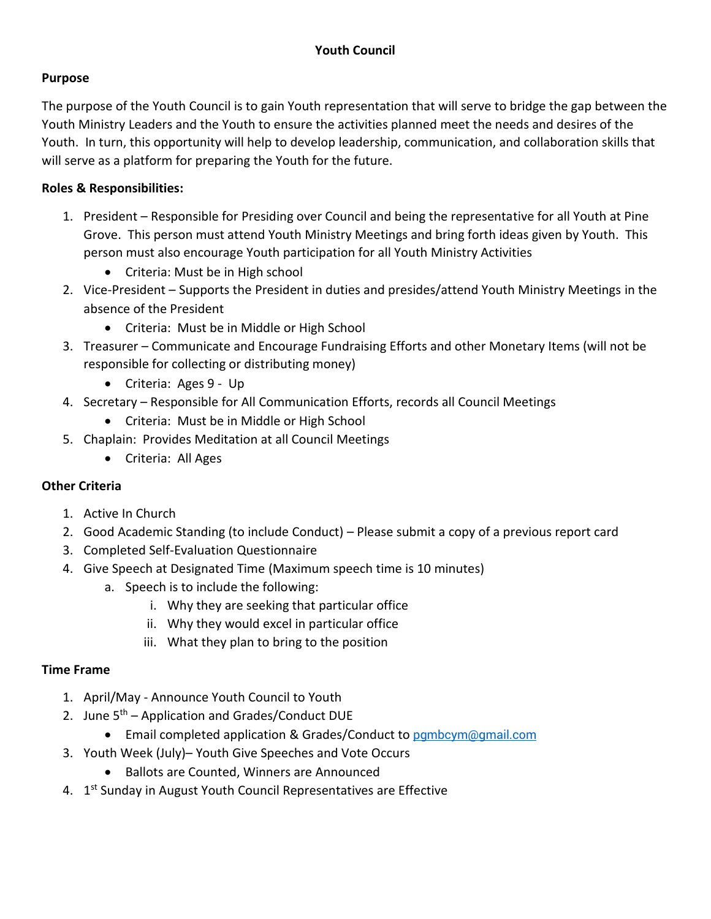# Youth Council

**Purpose**

The purpose of the Youth Council is to gain Youth representation that will serve to bridge the gap between the Youth Ministry Leaders and the Youth to ensure the activities planned meet the needs and desires of the Youth. In turn, this opportunity will help to develop leadership, communication, and collaboration skills that will serve as a platform for preparing the Youth for the future.

**Roles & Responsibilities:**

1. President – Responsible for Presiding over Council and being the representative for all Youth at Pine Grove. This person must attend Youth Ministry Meetings and bring forth ideas given by Youth. This person must also encourage Youth participation for all Youth Ministry Activities
   - Criteria: Must be in High school
2. Vice-President – Supports the President in duties and presides/attend Youth Ministry Meetings in the absence of the President
   - Criteria: Must be in Middle or High School
3. Treasurer – Communicate and Encourage Fundraising Efforts and other Monetary Items (will not be responsible for collecting or distributing money)
   - Criteria: Ages 9 - Up
4. Secretary – Responsible for All Communication Efforts, records all Council Meetings
   - Criteria: Must be in Middle or High School
5. Chaplain: Provides Meditation at all Council Meetings
   - Criteria: All Ages

**Other Criteria**

1. Active In Church
2. Good Academic Standing (to include Conduct) – Please submit a copy of a previous report card
3. Completed Self-Evaluation Questionnaire
4. Give Speech at Designated Time (Maximum speech time is 10 minutes)
   a. Speech is to include the following:
      i. Why they are seeking that particular office
      ii. Why they would excel in particular office
      iii. What they plan to bring to the position

**Time Frame**

1. April/May - Announce Youth Council to Youth
2. June 5th – Application and Grades/Conduct DUE
   - Email completed application & Grades/Conduct to pgmbcym@gmail.com
3. Youth Week (July)– Youth Give Speeches and Vote Occurs
   - Ballots are Counted, Winners are Announced
4. 1st Sunday in August Youth Council Representatives are Effective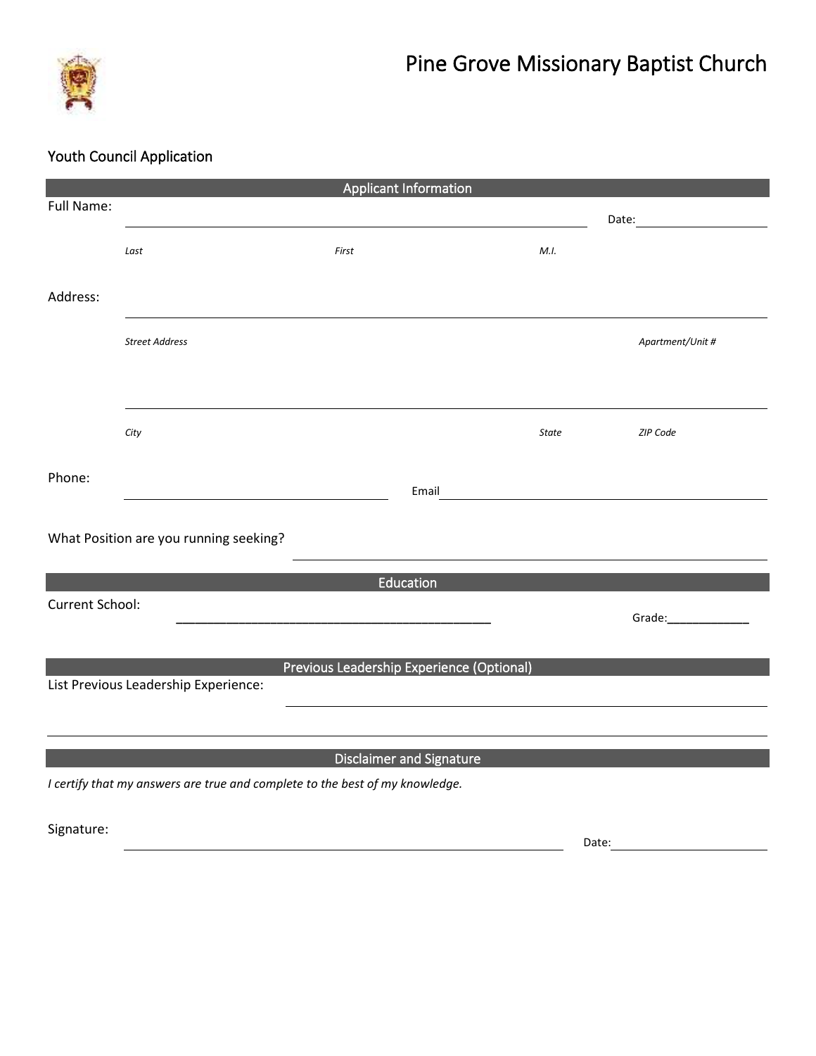# Pine Grove Missionary Baptist Church

## Youth Council Application

### Applicant Information

Full Name: ______________________________________________ Date: ______________

*Last* *First* *M.I.*

Address: ______________________________________________

*Street Address* *Apartment/Unit #*

______________________________________________

*City* *State* *ZIP Code*

Phone: ______________________ Email ______________________

What Position are you running seeking? ______________________

### Education

Current School: ______________________ Grade: ____________

### Previous Leadership Experience (Optional)

List Previous Leadership Experience: ______________________

______________________________________________

### Disclaimer and Signature

*I certify that my answers are true and complete to the best of my knowledge.*

Signature: ______________________________ Date: ______________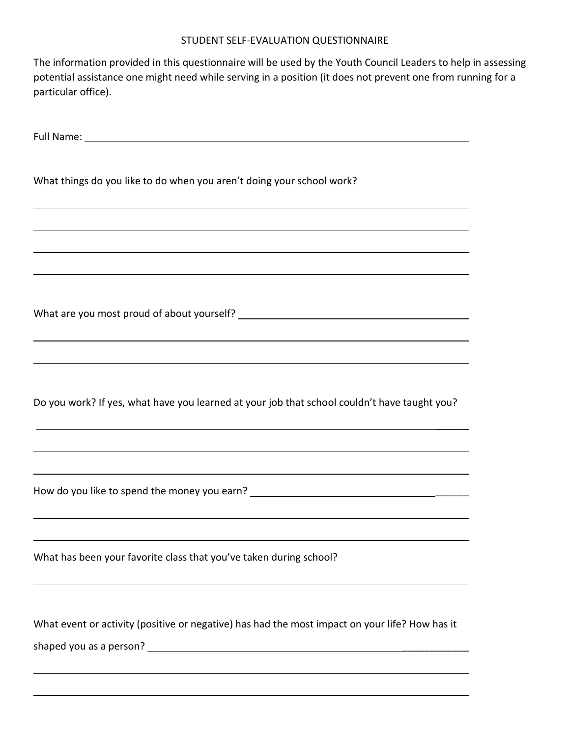# STUDENT SELF-EVALUATION QUESTIONNAIRE

The information provided in this questionnaire will be used by the Youth Council Leaders to help in assessing potential assistance one might need while serving in a position (it does not prevent one from running for a particular office).

Full Name: ______________________________________________________________

What things do you like to do when you aren't doing your school work?

______________________________________________________________

______________________________________________________________

______________________________________________________________

______________________________________________________________

What are you most proud of about yourself? ______________________________

______________________________________________________________

______________________________________________________________

Do you work? If yes, what have you learned at your job that school couldn't have taught you?

______________________________________________________________

______________________________________________________________

______________________________________________________________

How do you like to spend the money you earn? ______________________________

______________________________________________________________

______________________________________________________________

What has been your favorite class that you've taken during school?

______________________________________________________________

What event or activity (positive or negative) has had the most impact on your life? How has it shaped you as a person? ______________________________

______________________________________________________________

______________________________________________________________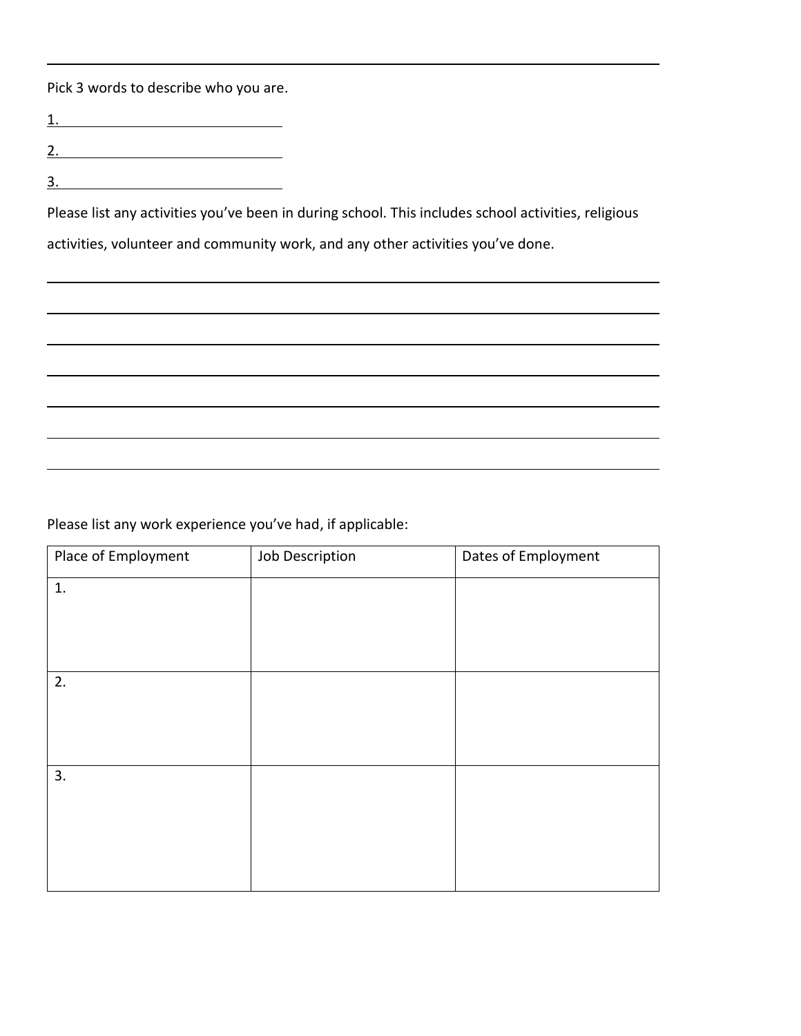Pick 3 words to describe who you are.

1. ____________________________

2. ____________________________

3. ____________________________

Please list any activities you've been in during school. This includes school activities, religious activities, volunteer and community work, and any other activities you've done.

Please list any work experience you've had, if applicable:

| Place of Employment | Job Description | Dates of Employment |
|---|---|---|
| 1. | | |
| 2. | | |
| 3. | | |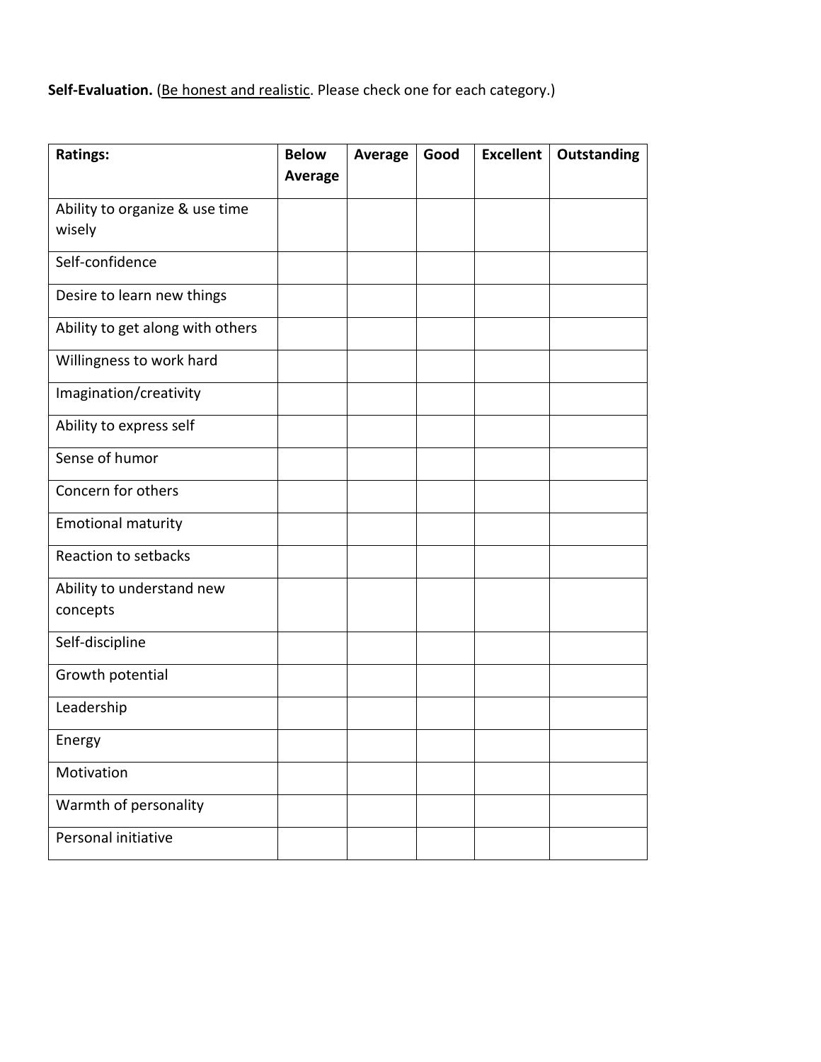**Self-Evaluation.** (<u>Be honest and realistic</u>. Please check one for each category.)

| **Ratings:** | **Below Average** | **Average** | **Good** | **Excellent** | **Outstanding** |
|---|---|---|---|---|---|
| Ability to organize & use time wisely | | | | | |
| Self-confidence | | | | | |
| Desire to learn new things | | | | | |
| Ability to get along with others | | | | | |
| Willingness to work hard | | | | | |
| Imagination/creativity | | | | | |
| Ability to express self | | | | | |
| Sense of humor | | | | | |
| Concern for others | | | | | |
| Emotional maturity | | | | | |
| Reaction to setbacks | | | | | |
| Ability to understand new concepts | | | | | |
| Self-discipline | | | | | |
| Growth potential | | | | | |
| Leadership | | | | | |
| Energy | | | | | |
| Motivation | | | | | |
| Warmth of personality | | | | | |
| Personal initiative | | | | | |